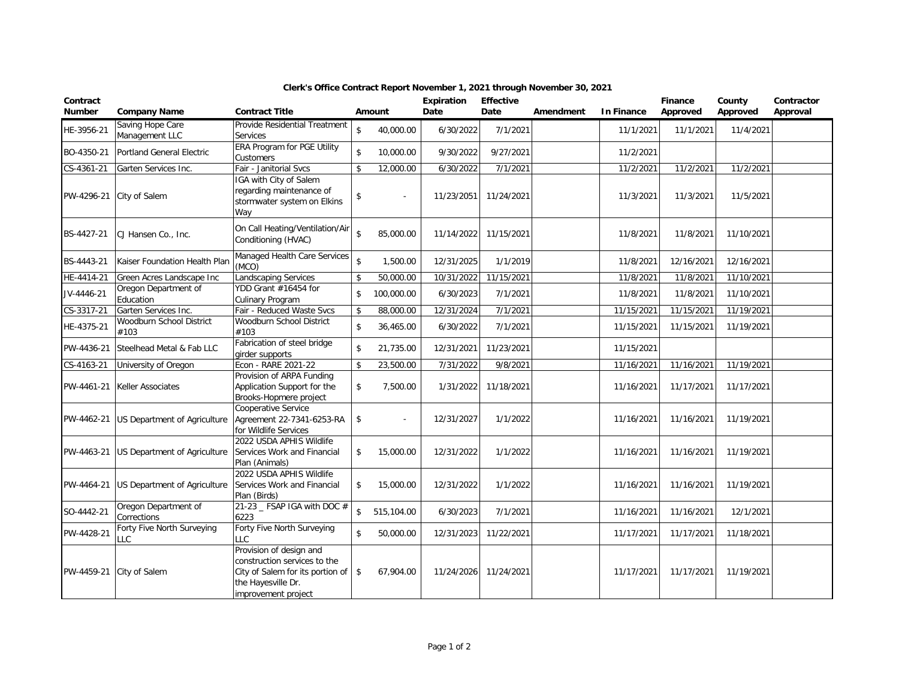**Clerk's Office Contract Report November 1, 2021 through November 30, 2021**

| Contract Number | Company Name | Contract Title | Amount | Expiration Date | Effective Date | Amendment | In Finance | Finance Approved | County Approved | Contractor Approval |
|---|---|---|---|---|---|---|---|---|---|---|
| HE-3956-21 | Saving Hope Care Management LLC | Provide Residential Treatment Services | $ 40,000.00 | 6/30/2022 | 7/1/2021 | | 11/1/2021 | 11/1/2021 | 11/4/2021 | |
| BO-4350-21 | Portland General Electric | ERA Program for PGE Utility Customers | $ 10,000.00 | 9/30/2022 | 9/27/2021 | | 11/2/2021 | | | |
| CS-4361-21 | Garten Services Inc. | Fair - Janitorial Svcs | $ 12,000.00 | 6/30/2022 | 7/1/2021 | | 11/2/2021 | 11/2/2021 | 11/2/2021 | |
| PW-4296-21 | City of Salem | IGA with City of Salem regarding maintenance of stormwater system on Elkins Way | $ - | 11/23/2051 | 11/24/2021 | | 11/3/2021 | 11/3/2021 | 11/5/2021 | |
| BS-4427-21 | CJ Hansen Co., Inc. | On Call Heating/Ventilation/Air Conditioning (HVAC) | $ 85,000.00 | 11/14/2022 | 11/15/2021 | | 11/8/2021 | 11/8/2021 | 11/10/2021 | |
| BS-4443-21 | Kaiser Foundation Health Plan | Managed Health Care Services (MCO) | $ 1,500.00 | 12/31/2025 | 1/1/2019 | | 11/8/2021 | 12/16/2021 | 12/16/2021 | |
| HE-4414-21 | Green Acres Landscape Inc | Landscaping Services | $ 50,000.00 | 10/31/2022 | 11/15/2021 | | 11/8/2021 | 11/8/2021 | 11/10/2021 | |
| JV-4446-21 | Oregon Department of Education | YDD Grant #16454 for Culinary Program | $ 100,000.00 | 6/30/2023 | 7/1/2021 | | 11/8/2021 | 11/8/2021 | 11/10/2021 | |
| CS-3317-21 | Garten Services Inc. | Fair - Reduced Waste Svcs | $ 88,000.00 | 12/31/2024 | 7/1/2021 | | 11/15/2021 | 11/15/2021 | 11/19/2021 | |
| HE-4375-21 | Woodburn School District #103 | Woodburn School District #103 | $ 36,465.00 | 6/30/2022 | 7/1/2021 | | 11/15/2021 | 11/15/2021 | 11/19/2021 | |
| PW-4436-21 | Steelhead Metal & Fab LLC | Fabrication of steel bridge girder supports | $ 21,735.00 | 12/31/2021 | 11/23/2021 | | 11/15/2021 | | | |
| CS-4163-21 | University of Oregon | Econ - RARE 2021-22 | $ 23,500.00 | 7/31/2022 | 9/8/2021 | | 11/16/2021 | 11/16/2021 | 11/19/2021 | |
| PW-4461-21 | Keller Associates | Provision of ARPA Funding Application Support for the Brooks-Hopmere project | $ 7,500.00 | 1/31/2022 | 11/18/2021 | | 11/16/2021 | 11/17/2021 | 11/17/2021 | |
| PW-4462-21 | US Department of Agriculture | Cooperative Service Agreement 22-7341-6253-RA for Wildlife Services | $ - | 12/31/2027 | 1/1/2022 | | 11/16/2021 | 11/16/2021 | 11/19/2021 | |
| PW-4463-21 | US Department of Agriculture | 2022 USDA APHIS Wildlife Services Work and Financial Plan (Animals) | $ 15,000.00 | 12/31/2022 | 1/1/2022 | | 11/16/2021 | 11/16/2021 | 11/19/2021 | |
| PW-4464-21 | US Department of Agriculture | 2022 USDA APHIS Wildlife Services Work and Financial Plan (Birds) | $ 15,000.00 | 12/31/2022 | 1/1/2022 | | 11/16/2021 | 11/16/2021 | 11/19/2021 | |
| SO-4442-21 | Oregon Department of Corrections | 21-23 _ FSAP IGA with DOC # 6223 | $ 515,104.00 | 6/30/2023 | 7/1/2021 | | 11/16/2021 | 11/16/2021 | 12/1/2021 | |
| PW-4428-21 | Forty Five North Surveying LLC | Forty Five North Surveying LLC | $ 50,000.00 | 12/31/2023 | 11/22/2021 | | 11/17/2021 | 11/17/2021 | 11/18/2021 | |
| PW-4459-21 | City of Salem | Provision of design and construction services to the City of Salem for its portion of the Hayesville Dr. improvement project | $ 67,904.00 | 11/24/2026 | 11/24/2021 | | 11/17/2021 | 11/17/2021 | 11/19/2021 | |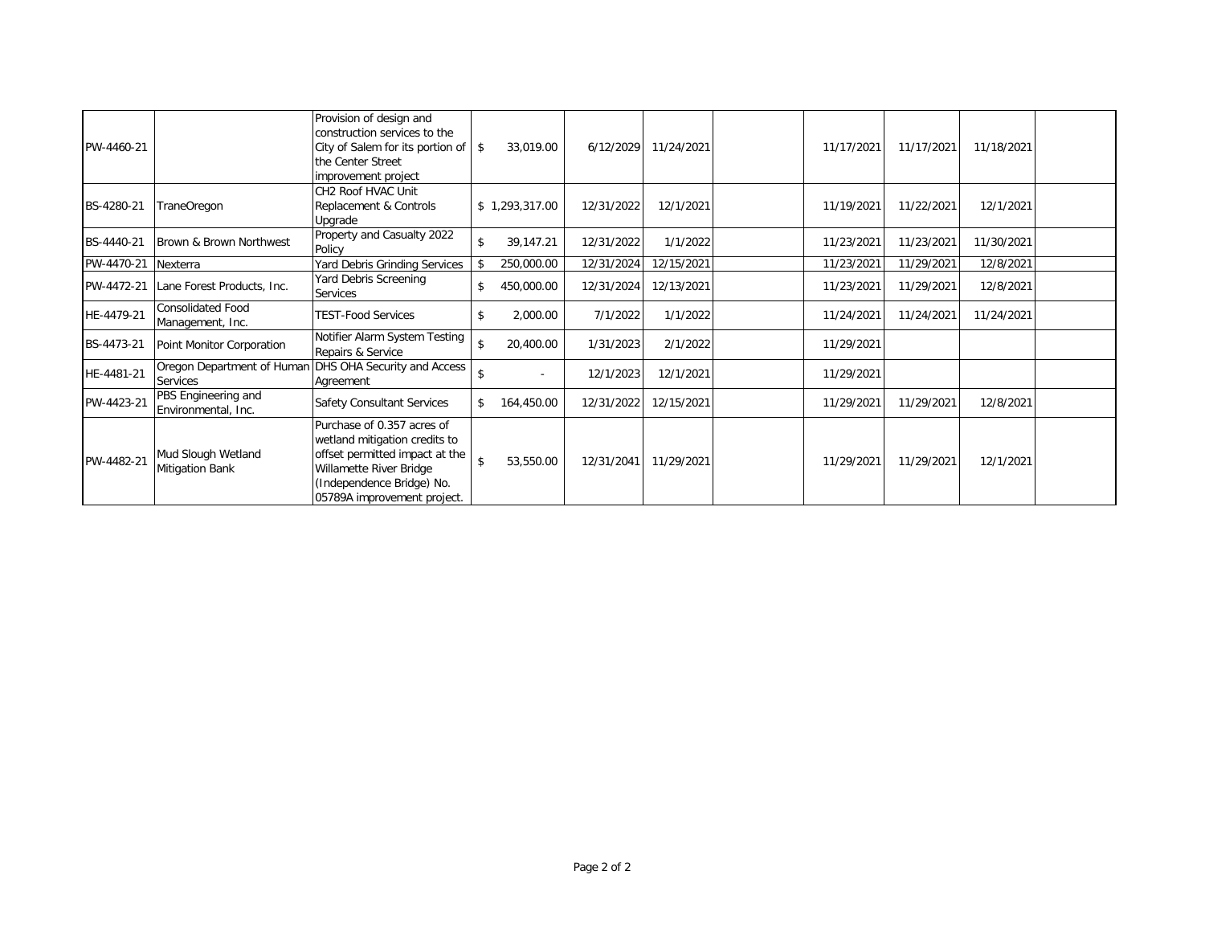| | | | | | | | | | | | |
|---|---|---|---|---|---|---|---|---|---|---|---|
| PW-4460-21 | | Provision of design and construction services to the City of Salem for its portion of the Center Street improvement project | $ 33,019.00 | 6/12/2029 | 11/24/2021 | | 11/17/2021 | 11/17/2021 | 11/18/2021 | |
| BS-4280-21 | TraneOregon | CH2 Roof HVAC Unit Replacement & Controls Upgrade | $ 1,293,317.00 | 12/31/2022 | 12/1/2021 | | 11/19/2021 | 11/22/2021 | 12/1/2021 | |
| BS-4440-21 | Brown & Brown Northwest | Property and Casualty 2022 Policy | $ 39,147.21 | 12/31/2022 | 1/1/2022 | | 11/23/2021 | 11/23/2021 | 11/30/2021 | |
| PW-4470-21 | Nexterra | Yard Debris Grinding Services | $ 250,000.00 | 12/31/2024 | 12/15/2021 | | 11/23/2021 | 11/29/2021 | 12/8/2021 | |
| PW-4472-21 | Lane Forest Products, Inc. | Yard Debris Screening Services | $ 450,000.00 | 12/31/2024 | 12/13/2021 | | 11/23/2021 | 11/29/2021 | 12/8/2021 | |
| HE-4479-21 | Consolidated Food Management, Inc. | TEST-Food Services | $ 2,000.00 | 7/1/2022 | 1/1/2022 | | 11/24/2021 | 11/24/2021 | 11/24/2021 | |
| BS-4473-21 | Point Monitor Corporation | Notifier Alarm System Testing Repairs & Service | $ 20,400.00 | 1/31/2023 | 2/1/2022 | | 11/29/2021 | | | |
| HE-4481-21 | Oregon Department of Human Services | DHS OHA Security and Access Agreement | $ - | 12/1/2023 | 12/1/2021 | | 11/29/2021 | | | |
| PW-4423-21 | PBS Engineering and Environmental, Inc. | Safety Consultant Services | $ 164,450.00 | 12/31/2022 | 12/15/2021 | | 11/29/2021 | 11/29/2021 | 12/8/2021 | |
| PW-4482-21 | Mud Slough Wetland Mitigation Bank | Purchase of 0.357 acres of wetland mitigation credits to offset permitted impact at the Willamette River Bridge (Independence Bridge) No. 05789A improvement project. | $ 53,550.00 | 12/31/2041 | 11/29/2021 | | 11/29/2021 | 11/29/2021 | 12/1/2021 | |